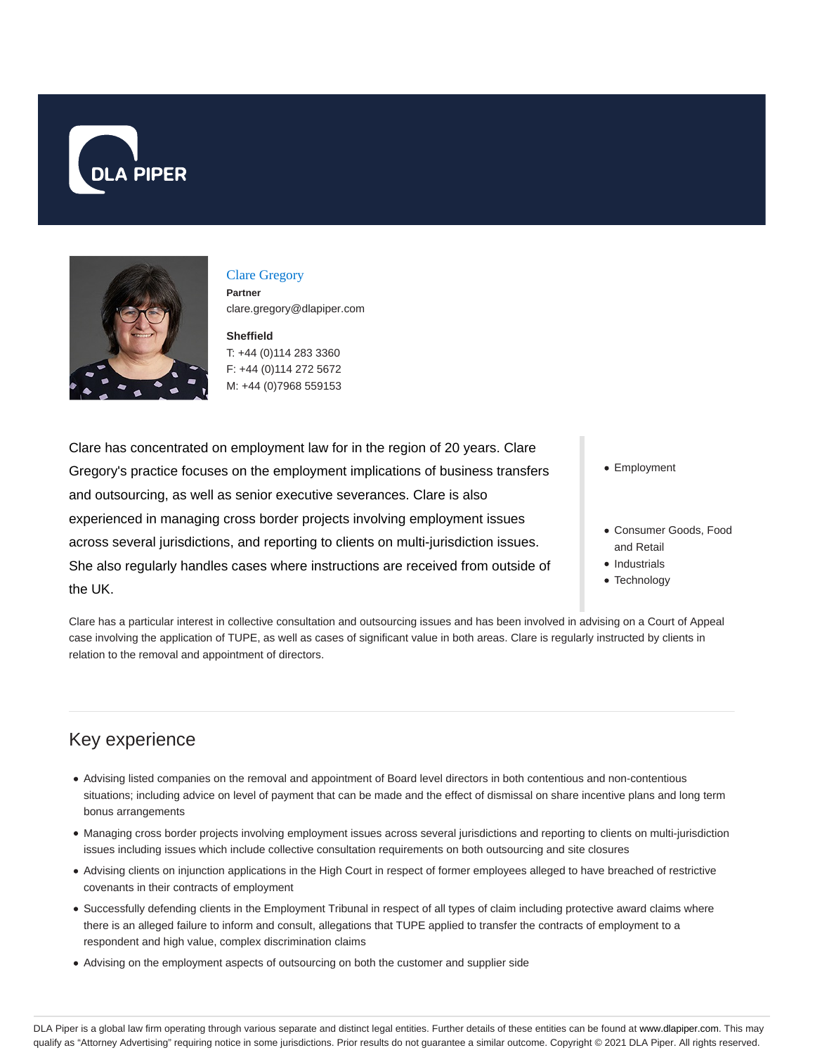DLA PIPER

## Clare Gregory

**Partner**

clare.gregory@dlapiper.com

**Sheffield**

T: +44 (0)114 283 3360

F: +44 (0)114 272 5672

M: +44 (0)7968 559153

Clare has concentrated on employment law for in the region of 20 years. Clare Gregory's practice focuses on the employment implications of business transfers and outsourcing, as well as senior executive severances. Clare is also experienced in managing cross border projects involving employment issues across several jurisdictions, and reporting to clients on multi-jurisdiction issues. She also regularly handles cases where instructions are received from outside of the UK.

- Employment

- Consumer Goods, Food and Retail
- Industrials
- Technology

Clare has a particular interest in collective consultation and outsourcing issues and has been involved in advising on a Court of Appeal case involving the application of TUPE, as well as cases of significant value in both areas. Clare is regularly instructed by clients in relation to the removal and appointment of directors.

## Key experience

- Advising listed companies on the removal and appointment of Board level directors in both contentious and non-contentious situations; including advice on level of payment that can be made and the effect of dismissal on share incentive plans and long term bonus arrangements
- Managing cross border projects involving employment issues across several jurisdictions and reporting to clients on multi-jurisdiction issues including issues which include collective consultation requirements on both outsourcing and site closures
- Advising clients on injunction applications in the High Court in respect of former employees alleged to have breached of restrictive covenants in their contracts of employment
- Successfully defending clients in the Employment Tribunal in respect of all types of claim including protective award claims where there is an alleged failure to inform and consult, allegations that TUPE applied to transfer the contracts of employment to a respondent and high value, complex discrimination claims
- Advising on the employment aspects of outsourcing on both the customer and supplier side

DLA Piper is a global law firm operating through various separate and distinct legal entities. Further details of these entities can be found at www.dlapiper.com. This may qualify as "Attorney Advertising" requiring notice in some jurisdictions. Prior results do not guarantee a similar outcome. Copyright © 2021 DLA Piper. All rights reserved.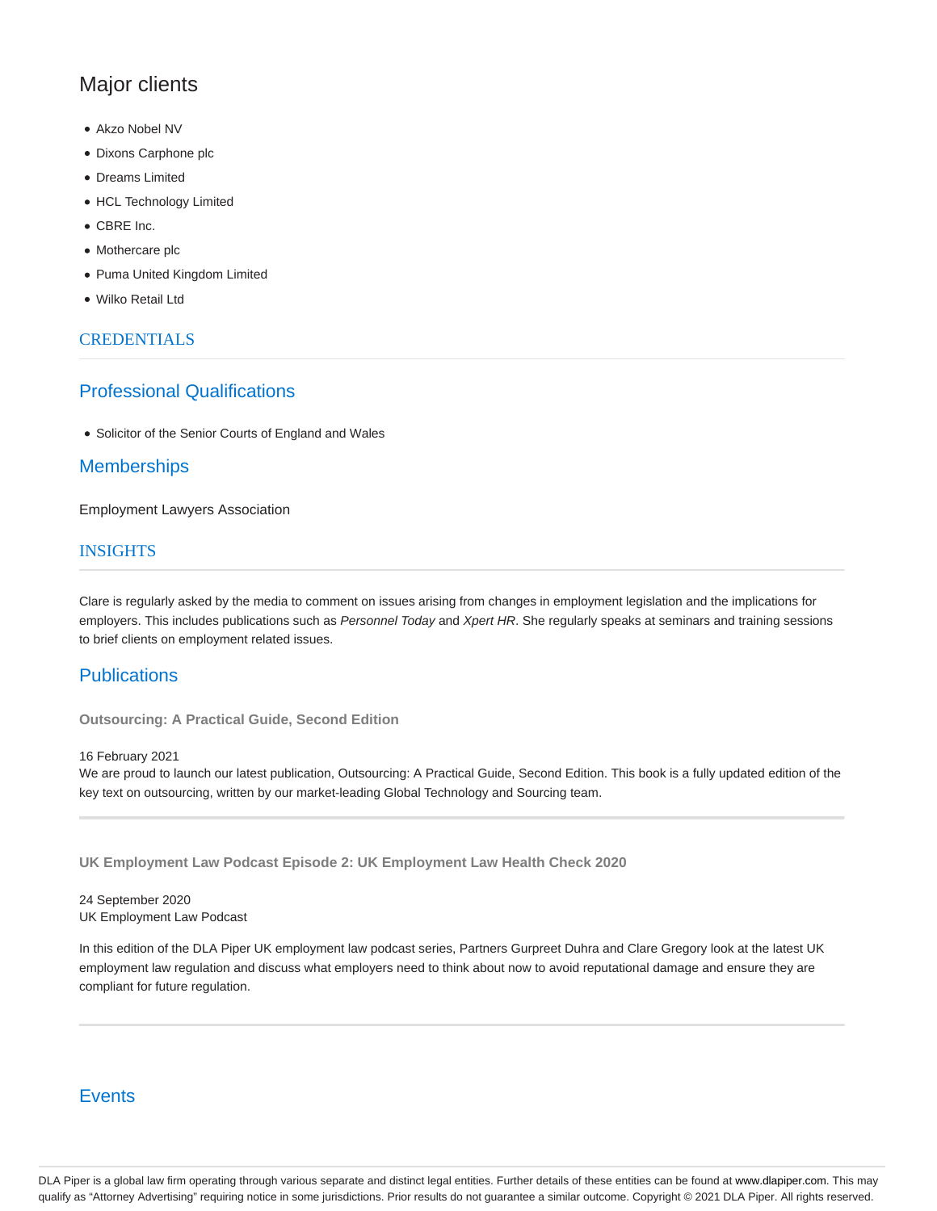## Major clients

- Akzo Nobel NV
- Dixons Carphone plc
- Dreams Limited
- HCL Technology Limited
- CBRE Inc.
- Mothercare plc
- Puma United Kingdom Limited
- Wilko Retail Ltd

## CREDENTIALS

### Professional Qualifications

- Solicitor of the Senior Courts of England and Wales

### Memberships

Employment Lawyers Association

## INSIGHTS

Clare is regularly asked by the media to comment on issues arising from changes in employment legislation and the implications for employers. This includes publications such as *Personnel Today* and *Xpert HR*. She regularly speaks at seminars and training sessions to brief clients on employment related issues.

### Publications

**Outsourcing: A Practical Guide, Second Edition**

16 February 2021
We are proud to launch our latest publication, Outsourcing: A Practical Guide, Second Edition. This book is a fully updated edition of the key text on outsourcing, written by our market-leading Global Technology and Sourcing team.

---

**UK Employment Law Podcast Episode 2: UK Employment Law Health Check 2020**

24 September 2020
UK Employment Law Podcast

In this edition of the DLA Piper UK employment law podcast series, Partners Gurpreet Duhra and Clare Gregory look at the latest UK employment law regulation and discuss what employers need to think about now to avoid reputational damage and ensure they are compliant for future regulation.

---

### Events

DLA Piper is a global law firm operating through various separate and distinct legal entities. Further details of these entities can be found at www.dlapiper.com. This may qualify as "Attorney Advertising" requiring notice in some jurisdictions. Prior results do not guarantee a similar outcome. Copyright © 2021 DLA Piper. All rights reserved.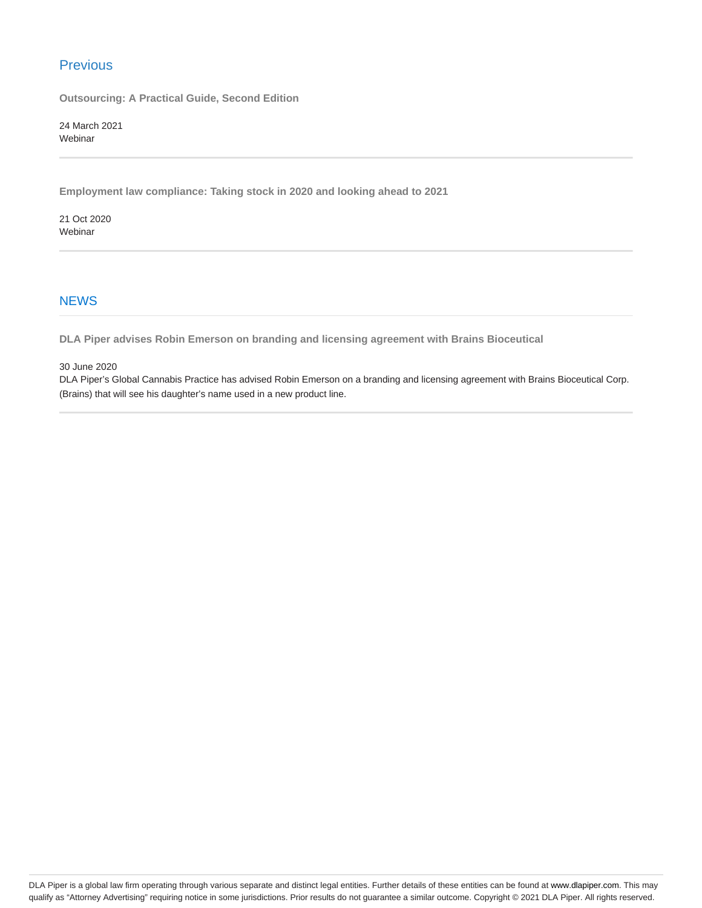## Previous

**Outsourcing: A Practical Guide, Second Edition**

24 March 2021
Webinar

**Employment law compliance: Taking stock in 2020 and looking ahead to 2021**

21 Oct 2020
Webinar

## NEWS

**DLA Piper advises Robin Emerson on branding and licensing agreement with Brains Bioceutical**

30 June 2020
DLA Piper's Global Cannabis Practice has advised Robin Emerson on a branding and licensing agreement with Brains Bioceutical Corp. (Brains) that will see his daughter's name used in a new product line.

DLA Piper is a global law firm operating through various separate and distinct legal entities. Further details of these entities can be found at www.dlapiper.com. This may qualify as "Attorney Advertising" requiring notice in some jurisdictions. Prior results do not guarantee a similar outcome. Copyright © 2021 DLA Piper. All rights reserved.